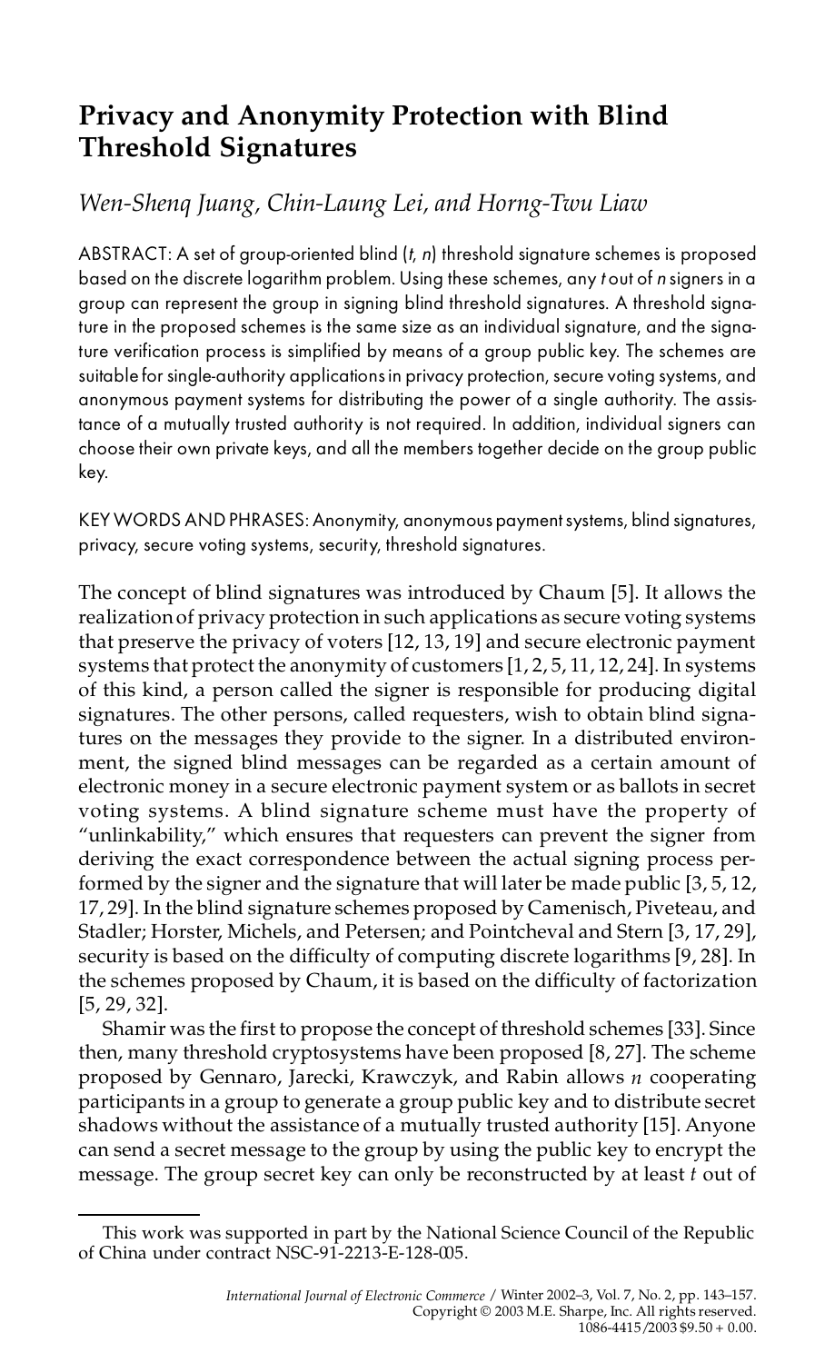# Privacy and Anonymity Protection with Blind Threshold Signatures

*Wen-Shenq Juang, Chin-Laung Lei, and Horng-Twu Liaw*

ABSTRACT: A set of group-oriented blind ($t$, $n$) threshold signature schemes is proposed based on the discrete logarithm problem. Using these schemes, any $t$ out of $n$ signers in a group can represent the group in signing blind threshold signatures. A threshold signature in the proposed schemes is the same size as an individual signature, and the signature verification process is simplified by means of a group public key. The schemes are suitable for single-authority applications in privacy protection, secure voting systems, and anonymous payment systems for distributing the power of a single authority. The assistance of a mutually trusted authority is not required. In addition, individual signers can choose their own private keys, and all the members together decide on the group public key.

KEY WORDS AND PHRASES: Anonymity, anonymous payment systems, blind signatures, privacy, secure voting systems, security, threshold signatures.

The concept of blind signatures was introduced by Chaum [5]. It allows the realization of privacy protection in such applications as secure voting systems that preserve the privacy of voters [12, 13, 19] and secure electronic payment systems that protect the anonymity of customers [1, 2, 5, 11, 12, 24]. In systems of this kind, a person called the signer is responsible for producing digital signatures. The other persons, called requesters, wish to obtain blind signatures on the messages they provide to the signer. In a distributed environment, the signed blind messages can be regarded as a certain amount of electronic money in a secure electronic payment system or as ballots in secret voting systems. A blind signature scheme must have the property of "unlinkability," which ensures that requesters can prevent the signer from deriving the exact correspondence between the actual signing process performed by the signer and the signature that will later be made public [3, 5, 12, 17, 29]. In the blind signature schemes proposed by Camenisch, Piveteau, and Stadler; Horster, Michels, and Petersen; and Pointcheval and Stern [3, 17, 29], security is based on the difficulty of computing discrete logarithms [9, 28]. In the schemes proposed by Chaum, it is based on the difficulty of factorization [5, 29, 32].

Shamir was the first to propose the concept of threshold schemes [33]. Since then, many threshold cryptosystems have been proposed [8, 27]. The scheme proposed by Gennaro, Jarecki, Krawczyk, and Rabin allows $n$ cooperating participants in a group to generate a group public key and to distribute secret shadows without the assistance of a mutually trusted authority [15]. Anyone can send a secret message to the group by using the public key to encrypt the message. The group secret key can only be reconstructed by at least $t$ out of

This work was supported in part by the National Science Council of the Republic of China under contract NSC-91-2213-E-128-005.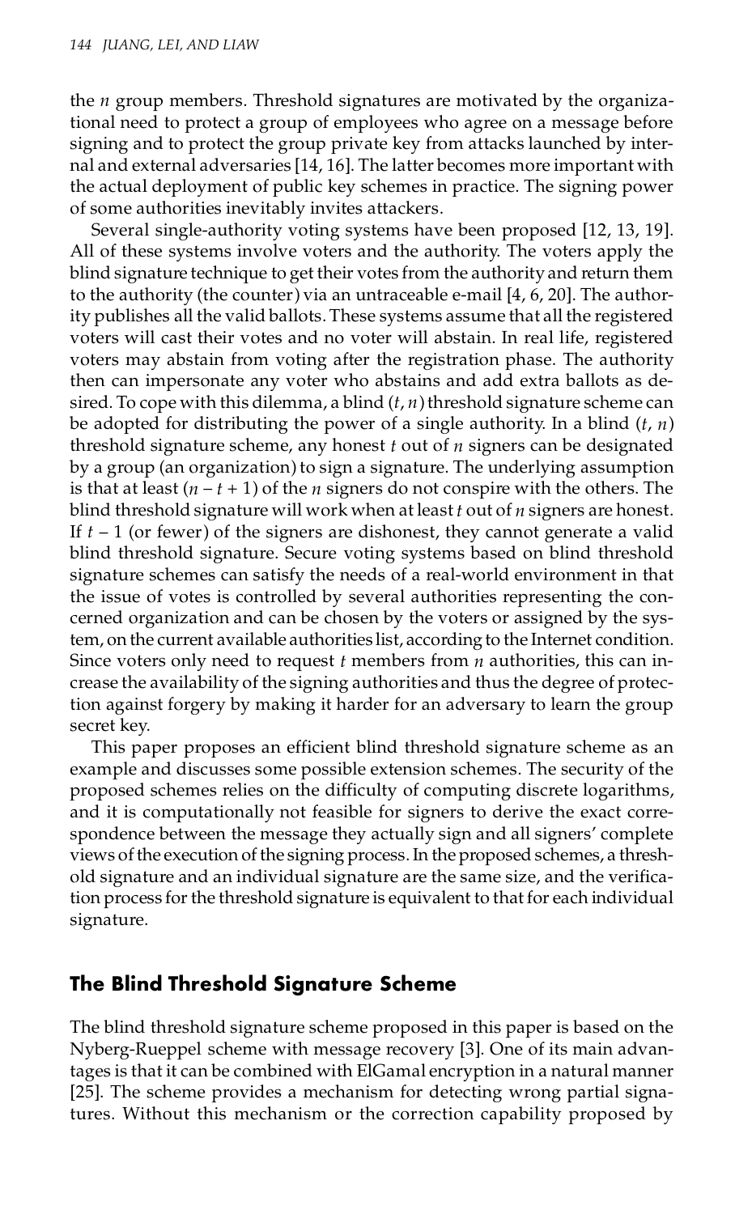the $n$ group members. Threshold signatures are motivated by the organizational need to protect a group of employees who agree on a message before signing and to protect the group private key from attacks launched by internal and external adversaries [14, 16]. The latter becomes more important with the actual deployment of public key schemes in practice. The signing power of some authorities inevitably invites attackers.

Several single-authority voting systems have been proposed [12, 13, 19]. All of these systems involve voters and the authority. The voters apply the blind signature technique to get their votes from the authority and return them to the authority (the counter) via an untraceable e-mail [4, 6, 20]. The authority publishes all the valid ballots. These systems assume that all the registered voters will cast their votes and no voter will abstain. In real life, registered voters may abstain from voting after the registration phase. The authority then can impersonate any voter who abstains and add extra ballots as desired. To cope with this dilemma, a blind $(t, n)$ threshold signature scheme can be adopted for distributing the power of a single authority. In a blind $(t, n)$ threshold signature scheme, any honest $t$ out of $n$ signers can be designated by a group (an organization) to sign a signature. The underlying assumption is that at least $(n - t + 1)$ of the $n$ signers do not conspire with the others. The blind threshold signature will work when at least $t$ out of $n$ signers are honest. If $t - 1$ (or fewer) of the signers are dishonest, they cannot generate a valid blind threshold signature. Secure voting systems based on blind threshold signature schemes can satisfy the needs of a real-world environment in that the issue of votes is controlled by several authorities representing the concerned organization and can be chosen by the voters or assigned by the system, on the current available authorities list, according to the Internet condition. Since voters only need to request $t$ members from $n$ authorities, this can increase the availability of the signing authorities and thus the degree of protection against forgery by making it harder for an adversary to learn the group secret key.

This paper proposes an efficient blind threshold signature scheme as an example and discusses some possible extension schemes. The security of the proposed schemes relies on the difficulty of computing discrete logarithms, and it is computationally not feasible for signers to derive the exact correspondence between the message they actually sign and all signers' complete views of the execution of the signing process. In the proposed schemes, a threshold signature and an individual signature are the same size, and the verification process for the threshold signature is equivalent to that for each individual signature.

## The Blind Threshold Signature Scheme

The blind threshold signature scheme proposed in this paper is based on the Nyberg-Rueppel scheme with message recovery [3]. One of its main advantages is that it can be combined with ElGamal encryption in a natural manner [25]. The scheme provides a mechanism for detecting wrong partial signatures. Without this mechanism or the correction capability proposed by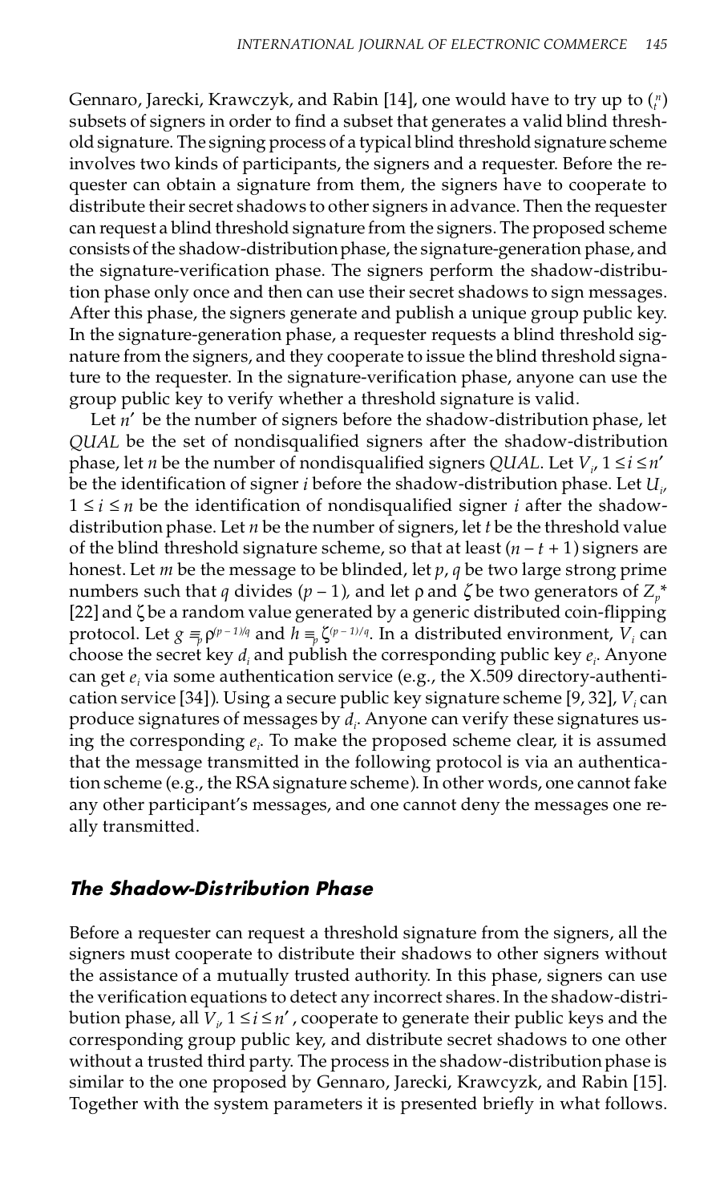Gennaro, Jarecki, Krawczyk, and Rabin [14], one would have to try up to $\binom{n}{t}$ subsets of signers in order to find a subset that generates a valid blind threshold signature. The signing process of a typical blind threshold signature scheme involves two kinds of participants, the signers and a requester. Before the requester can obtain a signature from them, the signers have to cooperate to distribute their secret shadows to other signers in advance. Then the requester can request a blind threshold signature from the signers. The proposed scheme consists of the shadow-distribution phase, the signature-generation phase, and the signature-verification phase. The signers perform the shadow-distribution phase only once and then can use their secret shadows to sign messages. After this phase, the signers generate and publish a unique group public key. In the signature-generation phase, a requester requests a blind threshold signature from the signers, and they cooperate to issue the blind threshold signature to the requester. In the signature-verification phase, anyone can use the group public key to verify whether a threshold signature is valid.

Let $n'$ be the number of signers before the shadow-distribution phase, let *QUAL* be the set of nondisqualified signers after the shadow-distribution phase, let $n$ be the number of nondisqualified signers *QUAL*. Let $V_i$, $1 \leq i \leq n'$ be the identification of signer $i$ before the shadow-distribution phase. Let $U_i$, $1 \leq i \leq n$ be the identification of nondisqualified signer $i$ after the shadow-distribution phase. Let $n$ be the number of signers, let $t$ be the threshold value of the blind threshold signature scheme, so that at least $(n - t + 1)$ signers are honest. Let $m$ be the message to be blinded, let $p$, $q$ be two large strong prime numbers such that $q$ divides $(p - 1)$, and let $\rho$ and $\zeta$ be two generators of $Z_p^*$ [22] and $\zeta$ be a random value generated by a generic distributed coin-flipping protocol. Let $g \equiv_p \rho^{(p-1)/q}$ and $h \equiv_p \zeta^{(p-1)/q}$. In a distributed environment, $V_i$ can choose the secret key $d_i$ and publish the corresponding public key $e_i$. Anyone can get $e_i$ via some authentication service (e.g., the X.509 directory-authentication service [34]). Using a secure public key signature scheme [9, 32], $V_i$ can produce signatures of messages by $d_i$. Anyone can verify these signatures using the corresponding $e_i$. To make the proposed scheme clear, it is assumed that the message transmitted in the following protocol is via an authentication scheme (e.g., the RSA signature scheme). In other words, one cannot fake any other participant's messages, and one cannot deny the messages one really transmitted.

## The Shadow-Distribution Phase

Before a requester can request a threshold signature from the signers, all the signers must cooperate to distribute their shadows to other signers without the assistance of a mutually trusted authority. In this phase, signers can use the verification equations to detect any incorrect shares. In the shadow-distribution phase, all $V_i$, $1 \leq i \leq n'$, cooperate to generate their public keys and the corresponding group public key, and distribute secret shadows to one other without a trusted third party. The process in the shadow-distribution phase is similar to the one proposed by Gennaro, Jarecki, Krawcyzk, and Rabin [15]. Together with the system parameters it is presented briefly in what follows.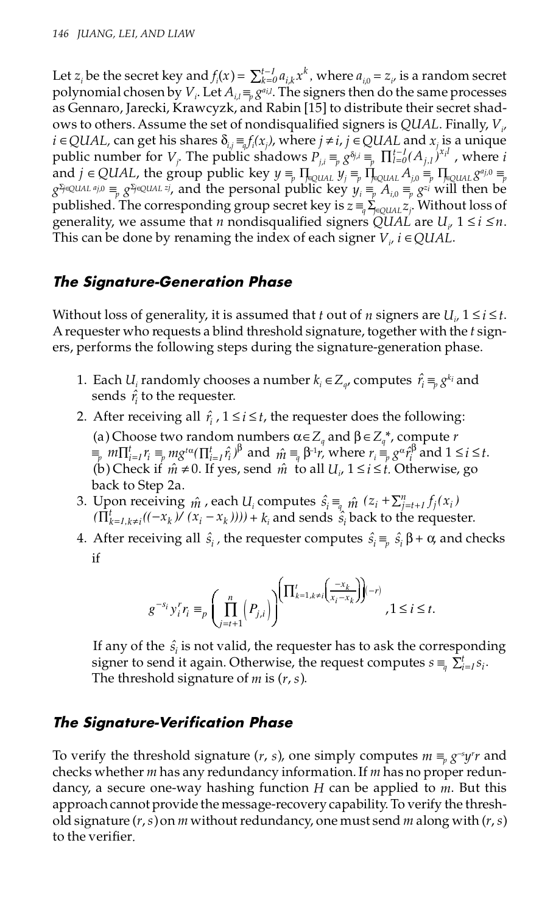Let $z_i$ be the secret key and $f_i(x) = \sum_{k=0}^{t-1} a_{i,k} x^k$, where $a_{i,0} = z_i$, is a random secret polynomial chosen by $V_i$. Let $A_{i,l} \equiv_p g^{a_{i,l}}$. The signers then do the same processes as Gennaro, Jarecki, Krawcyzk, and Rabin [15] to distribute their secret shadows to others. Assume the set of nondisqualified signers is $QUAL$. Finally, $V_i$, $i \in QUAL$, can get his shares $\delta_{i,j} \equiv_q f_i(x_j)$, where $j \neq i$, $j \in QUAL$ and $x_j$ is a unique public number for $V_j$. The public shadows $P_{j,i} \equiv_p g^{\delta_{j,i}} \equiv_p \prod_{l=0}^{t-1} (A_{j,l})^{x_i^l}$, where $i$ and $j \in QUAL$, the group public key $y \equiv_p \prod_{j \in QUAL} y_j \equiv_p \prod_{j \in QUAL} A_{j,0} \equiv_p \prod_{j \in QUAL} g^{a_{j,0}} \equiv_p g^{\sum_{j \in QUAL} a_{j,0}} \equiv_p g^{\sum_{j \in QUAL} z_j}$, and the personal public key $y_i \equiv_p A_{i,0} \equiv_p g^{z_i}$ will then be published. The corresponding group secret key is $z \equiv_q \sum_{j \in QUAL} z_j$. Without loss of generality, we assume that $n$ nondisqualified signers $QUAL$ are $U_i$, $1 \leq i \leq n$. This can be done by renaming the index of each signer $V_i$, $i \in QUAL$.

## The Signature-Generation Phase

Without loss of generality, it is assumed that $t$ out of $n$ signers are $U_i$, $1 \leq i \leq t$. A requester who requests a blind threshold signature, together with the $t$ signers, performs the following steps during the signature-generation phase.

1. Each $U_i$ randomly chooses a number $k_i \in Z_q$, computes $\hat{r}_i \equiv_p g^{k_i}$ and sends $\hat{r}_i$ to the requester.
2. After receiving all $\hat{r}_i$, $1 \leq i \leq t$, the requester does the following:

   (a) Choose two random numbers $\alpha \in Z_q$ and $\beta \in Z_q^*$, compute $r \equiv_p m \prod_{i=1}^{t} r_i \equiv_p m g^{t\alpha} (\prod_{i=1}^{t} \hat{r}_i)^{\beta}$ and $\hat{m} \equiv_q \beta^{-1} r$, where $r_i \equiv_p g^{\alpha} \hat{r}_i^{\beta}$ and $1 \leq i \leq t$.
   (b) Check if $\hat{m} \neq 0$. If yes, send $\hat{m}$ to all $U_i$, $1 \leq i \leq t$. Otherwise, go back to Step 2a.
3. Upon receiving $\hat{m}$, each $U_i$ computes $\hat{s}_i \equiv_q \hat{m}\ (z_i + \sum_{j=t+1}^{n} f_j(x_i)$ $(\prod_{k=1, k \neq i}^{t} ((-x_k)/(x_i - x_k)))) + k_i$ and sends $\hat{s}_i$ back to the requester.
4. After receiving all $\hat{s}_i$, the requester computes $\hat{s}_i \equiv_p \hat{s}_i \beta + \alpha$, and checks if

$$g^{-s_i} y_i^r r_i \equiv_p \left( \prod_{j=t+1}^{n} \left( P_{j,i} \right) \right)^{\left( \prod_{k=1, k \neq i}^{t} \left( \frac{-x_k}{x_i - x_k} \right) \right) (-r)}, 1 \leq i \leq t.$$

   If any of the $\hat{s}_i$ is not valid, the requester has to ask the corresponding signer to send it again. Otherwise, the request computes $s \equiv_q \sum_{i=1}^{t} s_i$. The threshold signature of $m$ is $(r, s)$.

## The Signature-Verification Phase

To verify the threshold signature $(r, s)$, one simply computes $m \equiv_p g^{-s} y^r r$ and checks whether $m$ has any redundancy information. If $m$ has no proper redundancy, a secure one-way hashing function $H$ can be applied to $m$. But this approach cannot provide the message-recovery capability. To verify the threshold signature $(r, s)$ on $m$ without redundancy, one must send $m$ along with $(r, s)$ to the verifier.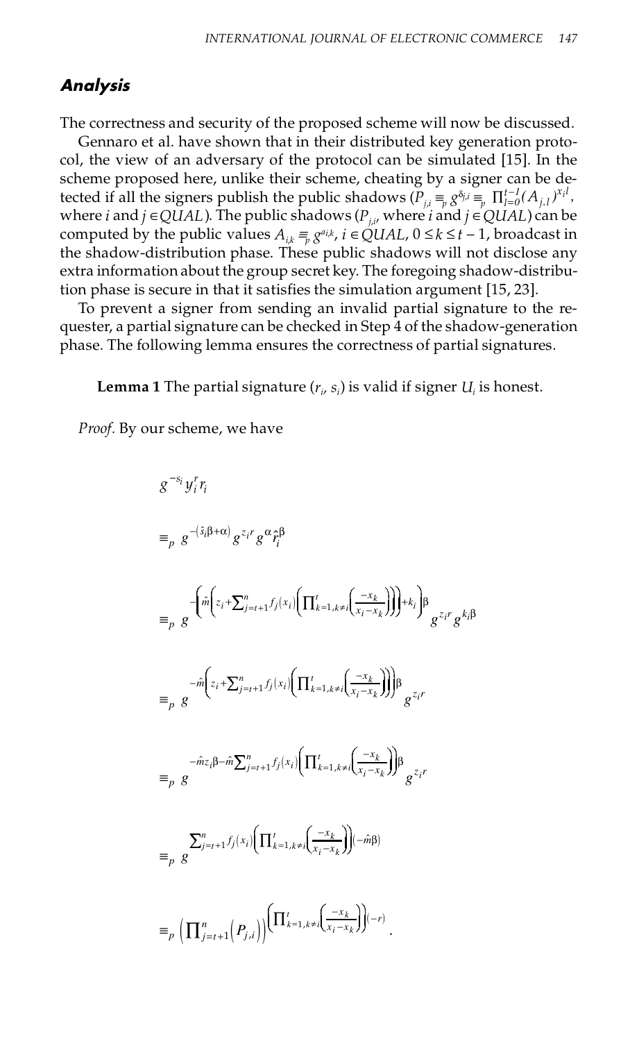## *Analysis*

The correctness and security of the proposed scheme will now be discussed.

Gennaro et al. have shown that in their distributed key generation protocol, the view of an adversary of the protocol can be simulated [15]. In the scheme proposed here, unlike their scheme, cheating by a signer can be detected if all the signers publish the public shadows ($P_{j,i} \equiv_p g^{\delta_{j,i}} \equiv_p \prod_{l=0}^{t-1}(A_{j,l})^{x_i^l}$, where $i$ and $j \in QUAL$). The public shadows ($P_{j,i}$, where $i$ and $j \in QUAL$) can be computed by the public values $A_{i,k} \equiv_p g^{a_{i,k}}$, $i \in QUAL$, $0 \le k \le t-1$, broadcast in the shadow-distribution phase. These public shadows will not disclose any extra information about the group secret key. The foregoing shadow-distribution phase is secure in that it satisfies the simulation argument [15, 23].

To prevent a signer from sending an invalid partial signature to the requester, a partial signature can be checked in Step 4 of the shadow-generation phase. The following lemma ensures the correctness of partial signatures.

**Lemma 1** The partial signature $(r_i, s_i)$ is valid if signer $U_i$ is honest.

*Proof.* By our scheme, we have

$$g^{-s_i} y_i^r r_i$$

$$\equiv_p g^{-(\hat{s}_i\beta+\alpha)} g^{z_i r} g^{\alpha} \hat{r}_i^{\beta}$$

$$\equiv_p g^{-\left(\hat{m}\left(z_i+\sum_{j=t+1}^{n} f_j(x_i)\left(\prod_{k=1,k\neq i}^{t}\left(\frac{-x_k}{x_i-x_k}\right)\right)\right)+k_i\right)\beta} g^{z_i r} g^{k_i\beta}$$

$$\equiv_p g^{-\hat{m}\left(z_i+\sum_{j=t+1}^{n} f_j(x_i)\left(\prod_{k=1,k\neq i}^{t}\left(\frac{-x_k}{x_i-x_k}\right)\right)\right)\beta} g^{z_i r}$$

$$\equiv_p g^{-\hat{m}z_i\beta-\hat{m}\sum_{j=t+1}^{n} f_j(x_i)\left(\prod_{k=1,k\neq i}^{t}\left(\frac{-x_k}{x_i-x_k}\right)\right)\beta} g^{z_i r}$$

$$\equiv_p g^{\sum_{j=t+1}^{n} f_j(x_i)\left(\prod_{k=1,k\neq i}^{t}\left(\frac{-x_k}{x_i-x_k}\right)\right)(-\hat{m}\beta)}$$

$$\equiv_p \left(\prod_{j=t+1}^{n}\left(P_{j,i}\right)\right)^{\left(\prod_{k=1,k\neq i}^{t}\left(\frac{-x_k}{x_i-x_k}\right)\right)(-r)}.$$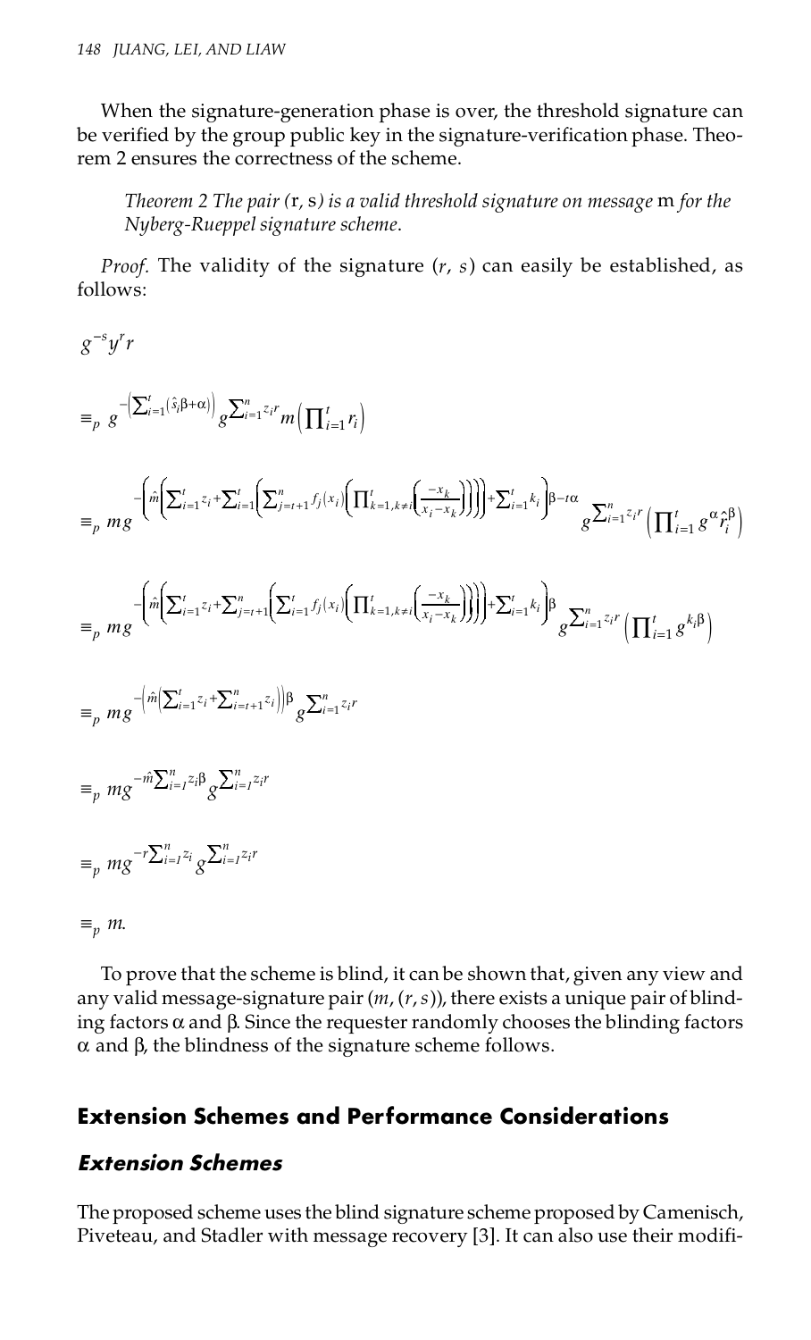When the signature-generation phase is over, the threshold signature can be verified by the group public key in the signature-verification phase. Theorem 2 ensures the correctness of the scheme.

*Theorem 2 The pair* (r, s) *is a valid threshold signature on message* m *for the Nyberg-Rueppel signature scheme*.

*Proof.* The validity of the signature $(r, s)$ can easily be established, as follows:

$$g^{-s}y^r r$$

$$\equiv_p g^{-\left(\sum_{i=1}^{t}(\hat{s}_i\beta+\alpha)\right)} g^{\sum_{i=1}^{n} z_i r} m\left(\prod_{i=1}^{t} r_i\right)$$

$$\equiv_p mg^{-\left(\hat{m}\left(\sum_{i=1}^{t} z_i+\sum_{i=1}^{t}\left(\sum_{j=t+1}^{n} f_j(x_i)\left(\prod_{k=1,k\neq i}^{t}\left(\frac{-x_k}{x_i-x_k}\right)\right)\right)\right)+\sum_{i=1}^{t} k_i\right)\beta-t\alpha} g^{\sum_{i=1}^{n} z_i r}\left(\prod_{i=1}^{t} g^{\alpha}\hat{r}_i^{\beta}\right)$$

$$\equiv_p mg^{-\left(\hat{m}\left(\sum_{i=1}^{t} z_i+\sum_{j=t+1}^{n}\left(\sum_{i=1}^{t} f_j(x_i)\left(\prod_{k=1,k\neq i}^{t}\left(\frac{-x_k}{x_i-x_k}\right)\right)\right)\right)+\sum_{i=1}^{t} k_i\right)\beta} g^{\sum_{i=1}^{n} z_i r}\left(\prod_{i=1}^{t} g^{k_i\beta}\right)$$

$$\equiv_p mg^{-\left(\hat{m}\left(\sum_{i=1}^{t} z_i+\sum_{i=t+1}^{n} z_i\right)\right)\beta} g^{\sum_{i=1}^{n} z_i r}$$

$$\equiv_p mg^{-\hat{m}\sum_{i=1}^{n} z_i\beta} g^{\sum_{i=1}^{n} z_i r}$$

$$\equiv_p mg^{-r\sum_{i=1}^{n} z_i} g^{\sum_{i=1}^{n} z_i r}$$

$$\equiv_p m.$$

To prove that the scheme is blind, it can be shown that, given any view and any valid message-signature pair $(m, (r, s))$, there exists a unique pair of blinding factors $\alpha$ and $\beta$. Since the requester randomly chooses the blinding factors $\alpha$ and $\beta$, the blindness of the signature scheme follows.

## Extension Schemes and Performance Considerations

### *Extension Schemes*

The proposed scheme uses the blind signature scheme proposed by Camenisch, Piveteau, and Stadler with message recovery [3]. It can also use their modifi-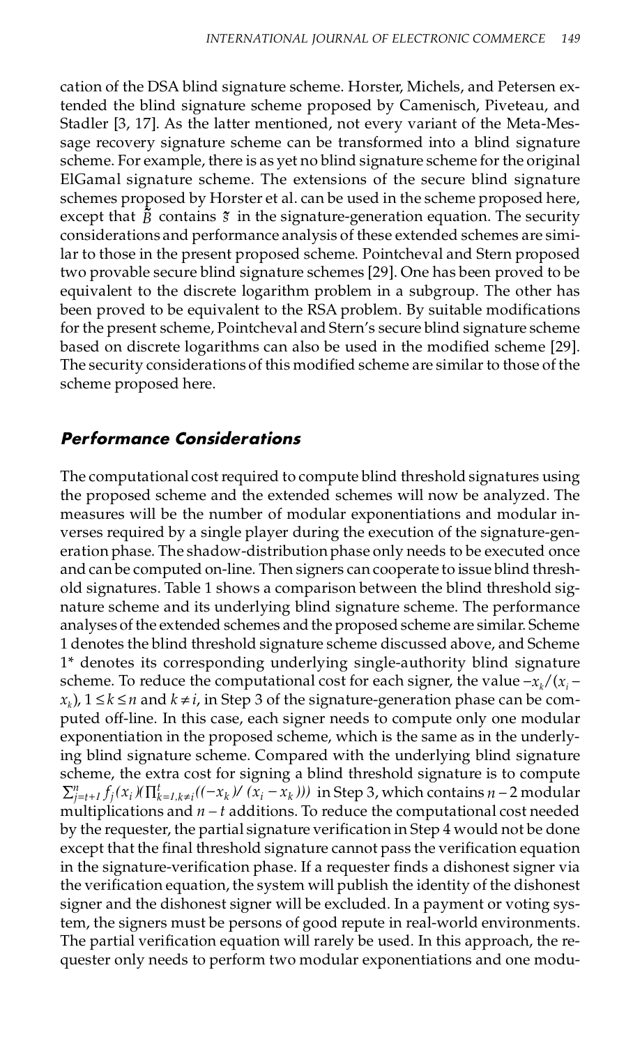cation of the DSA blind signature scheme. Horster, Michels, and Petersen extended the blind signature scheme proposed by Camenisch, Piveteau, and Stadler [3, 17]. As the latter mentioned, not every variant of the Meta-Message recovery signature scheme can be transformed into a blind signature scheme. For example, there is as yet no blind signature scheme for the original ElGamal signature scheme. The extensions of the secure blind signature schemes proposed by Horster et al. can be used in the scheme proposed here, except that $\tilde{B}$ contains $\tilde{s}$ in the signature-generation equation. The security considerations and performance analysis of these extended schemes are similar to those in the present proposed scheme. Pointcheval and Stern proposed two provable secure blind signature schemes [29]. One has been proved to be equivalent to the discrete logarithm problem in a subgroup. The other has been proved to be equivalent to the RSA problem. By suitable modifications for the present scheme, Pointcheval and Stern's secure blind signature scheme based on discrete logarithms can also be used in the modified scheme [29]. The security considerations of this modified scheme are similar to those of the scheme proposed here.

## *Performance Considerations*

The computational cost required to compute blind threshold signatures using the proposed scheme and the extended schemes will now be analyzed. The measures will be the number of modular exponentiations and modular inverses required by a single player during the execution of the signature-generation phase. The shadow-distribution phase only needs to be executed once and can be computed on-line. Then signers can cooperate to issue blind threshold signatures. Table 1 shows a comparison between the blind threshold signature scheme and its underlying blind signature scheme. The performance analyses of the extended schemes and the proposed scheme are similar. Scheme 1 denotes the blind threshold signature scheme discussed above, and Scheme 1* denotes its corresponding underlying single-authority blind signature scheme. To reduce the computational cost for each signer, the value $-x_k/(x_i - x_k)$, $1 \leq k \leq n$ and $k \neq i$, in Step 3 of the signature-generation phase can be computed off-line. In this case, each signer needs to compute only one modular exponentiation in the proposed scheme, which is the same as in the underlying blind signature scheme. Compared with the underlying blind signature scheme, the extra cost for signing a blind threshold signature is to compute $\sum_{j=t+1}^{n} f_j(x_i)(\prod_{k=1,k\neq i}^{t}((-x_k)/(x_i - x_k)))$ in Step 3, which contains $n-2$ modular multiplications and $n-t$ additions. To reduce the computational cost needed by the requester, the partial signature verification in Step 4 would not be done except that the final threshold signature cannot pass the verification equation in the signature-verification phase. If a requester finds a dishonest signer via the verification equation, the system will publish the identity of the dishonest signer and the dishonest signer will be excluded. In a payment or voting system, the signers must be persons of good repute in real-world environments. The partial verification equation will rarely be used. In this approach, the requester only needs to perform two modular exponentiations and one modu-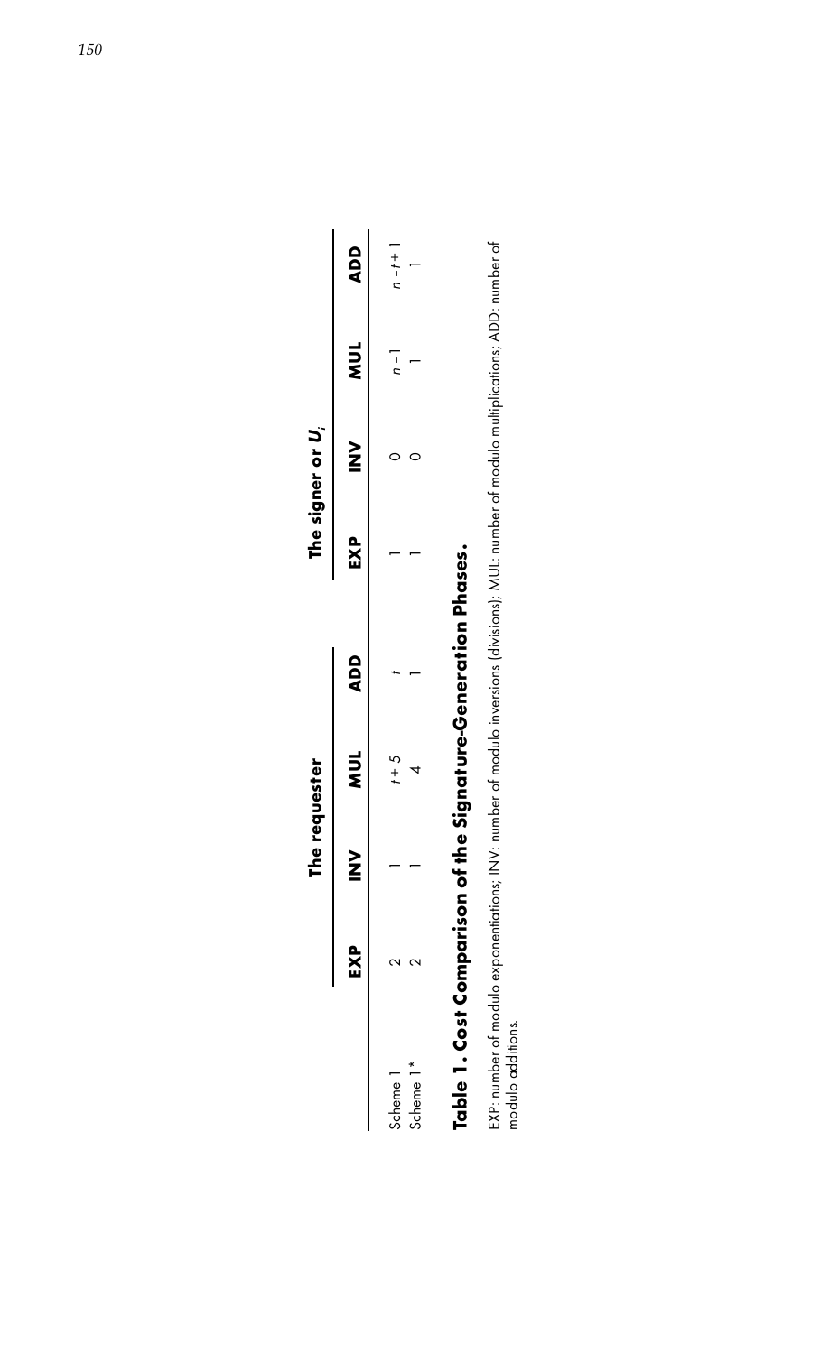| | The requester | | | | The signer or $U_i$ | | | |
|---|---|---|---|---|---|---|---|---|
| | EXP | INV | MUL | ADD | EXP | INV | MUL | ADD |
| Scheme 1 | 2 | 1 | $t+5$ | $t$ | 1 | 0 | $n-1$ | $n-t+1$ |
| Scheme 1* | 2 | 1 | 4 | 1 | 1 | 0 | 1 | 1 |

**Table 1. Cost Comparison of the Signature-Generation Phases.**

EXP: number of modulo exponentiations; INV: number of modulo inversions (divisions); MUL: number of modulo multiplications; ADD: number of modulo additions.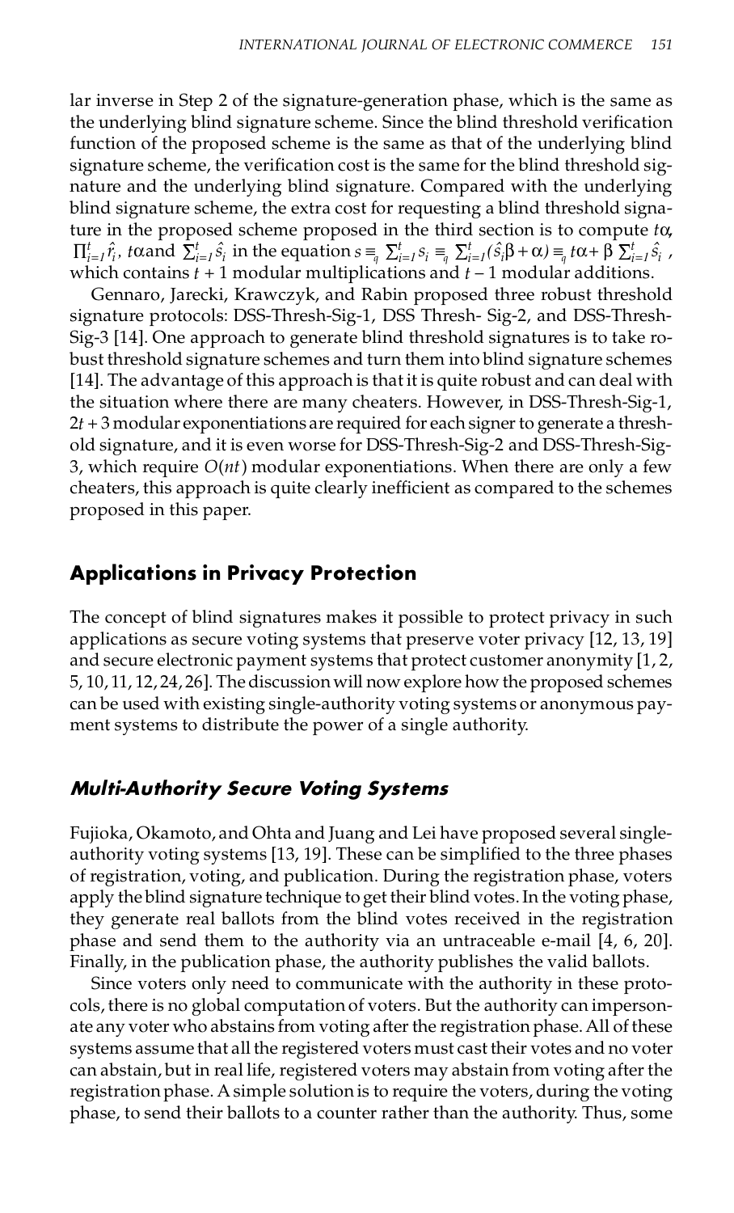lar inverse in Step 2 of the signature-generation phase, which is the same as the underlying blind signature scheme. Since the blind threshold verification function of the proposed scheme is the same as that of the underlying blind signature scheme, the verification cost is the same for the blind threshold signature and the underlying blind signature. Compared with the underlying blind signature scheme, the extra cost for requesting a blind threshold signature in the proposed scheme proposed in the third section is to compute $t\alpha$, $\prod_{i=1}^{t} \hat{r}_i$, $t\alpha$ and $\sum_{i=1}^{t} \hat{s}_i$ in the equation $s \equiv_q \sum_{i=1}^{t} s_i \equiv_q \sum_{i=1}^{t} (\hat{s}_i \beta + \alpha) \equiv_q t\alpha + \beta \sum_{i=1}^{t} \hat{s}_i$, which contains $t + 1$ modular multiplications and $t - 1$ modular additions.

Gennaro, Jarecki, Krawczyk, and Rabin proposed three robust threshold signature protocols: DSS-Thresh-Sig-1, DSS Thresh- Sig-2, and DSS-Thresh-Sig-3 [14]. One approach to generate blind threshold signatures is to take robust threshold signature schemes and turn them into blind signature schemes [14]. The advantage of this approach is that it is quite robust and can deal with the situation where there are many cheaters. However, in DSS-Thresh-Sig-1, $2t + 3$ modular exponentiations are required for each signer to generate a threshold signature, and it is even worse for DSS-Thresh-Sig-2 and DSS-Thresh-Sig-3, which require $O(nt)$ modular exponentiations. When there are only a few cheaters, this approach is quite clearly inefficient as compared to the schemes proposed in this paper.

## Applications in Privacy Protection

The concept of blind signatures makes it possible to protect privacy in such applications as secure voting systems that preserve voter privacy [12, 13, 19] and secure electronic payment systems that protect customer anonymity [1, 2, 5, 10, 11, 12, 24, 26]. The discussion will now explore how the proposed schemes can be used with existing single-authority voting systems or anonymous payment systems to distribute the power of a single authority.

### *Multi-Authority Secure Voting Systems*

Fujioka, Okamoto, and Ohta and Juang and Lei have proposed several single-authority voting systems [13, 19]. These can be simplified to the three phases of registration, voting, and publication. During the registration phase, voters apply the blind signature technique to get their blind votes. In the voting phase, they generate real ballots from the blind votes received in the registration phase and send them to the authority via an untraceable e-mail [4, 6, 20]. Finally, in the publication phase, the authority publishes the valid ballots.

Since voters only need to communicate with the authority in these protocols, there is no global computation of voters. But the authority can impersonate any voter who abstains from voting after the registration phase. All of these systems assume that all the registered voters must cast their votes and no voter can abstain, but in real life, registered voters may abstain from voting after the registration phase. A simple solution is to require the voters, during the voting phase, to send their ballots to a counter rather than the authority. Thus, some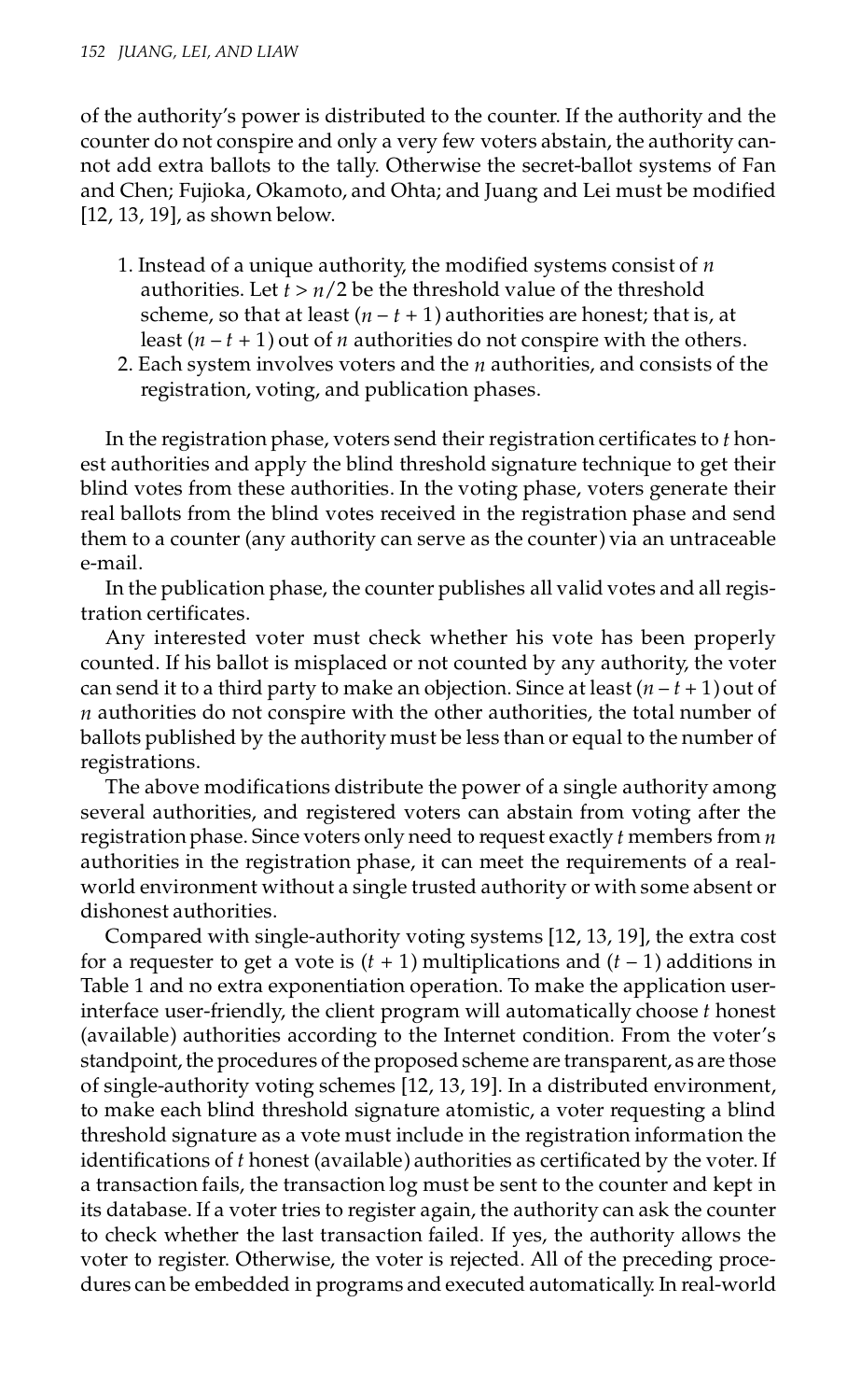of the authority's power is distributed to the counter. If the authority and the counter do not conspire and only a very few voters abstain, the authority cannot add extra ballots to the tally. Otherwise the secret-ballot systems of Fan and Chen; Fujioka, Okamoto, and Ohta; and Juang and Lei must be modified [12, 13, 19], as shown below.

1. Instead of a unique authority, the modified systems consist of $n$ authorities. Let $t > n/2$ be the threshold value of the threshold scheme, so that at least $(n - t + 1)$ authorities are honest; that is, at least $(n - t + 1)$ out of $n$ authorities do not conspire with the others.
2. Each system involves voters and the $n$ authorities, and consists of the registration, voting, and publication phases.

In the registration phase, voters send their registration certificates to $t$ honest authorities and apply the blind threshold signature technique to get their blind votes from these authorities. In the voting phase, voters generate their real ballots from the blind votes received in the registration phase and send them to a counter (any authority can serve as the counter) via an untraceable e-mail.

In the publication phase, the counter publishes all valid votes and all registration certificates.

Any interested voter must check whether his vote has been properly counted. If his ballot is misplaced or not counted by any authority, the voter can send it to a third party to make an objection. Since at least $(n - t + 1)$ out of $n$ authorities do not conspire with the other authorities, the total number of ballots published by the authority must be less than or equal to the number of registrations.

The above modifications distribute the power of a single authority among several authorities, and registered voters can abstain from voting after the registration phase. Since voters only need to request exactly $t$ members from $n$ authorities in the registration phase, it can meet the requirements of a real-world environment without a single trusted authority or with some absent or dishonest authorities.

Compared with single-authority voting systems [12, 13, 19], the extra cost for a requester to get a vote is $(t + 1)$ multiplications and $(t - 1)$ additions in Table 1 and no extra exponentiation operation. To make the application user-interface user-friendly, the client program will automatically choose $t$ honest (available) authorities according to the Internet condition. From the voter's standpoint, the procedures of the proposed scheme are transparent, as are those of single-authority voting schemes [12, 13, 19]. In a distributed environment, to make each blind threshold signature atomistic, a voter requesting a blind threshold signature as a vote must include in the registration information the identifications of $t$ honest (available) authorities as certificated by the voter. If a transaction fails, the transaction log must be sent to the counter and kept in its database. If a voter tries to register again, the authority can ask the counter to check whether the last transaction failed. If yes, the authority allows the voter to register. Otherwise, the voter is rejected. All of the preceding procedures can be embedded in programs and executed automatically. In real-world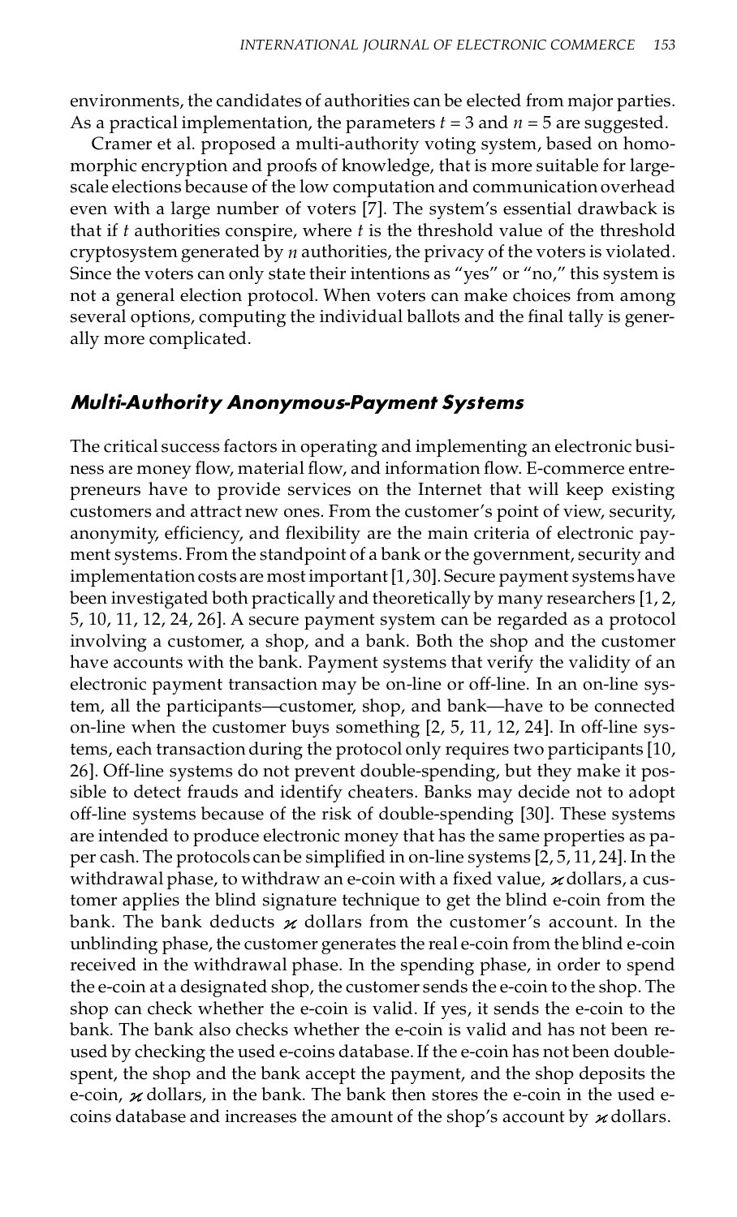environments, the candidates of authorities can be elected from major parties. As a practical implementation, the parameters $t = 3$ and $n = 5$ are suggested.

Cramer et al. proposed a multi-authority voting system, based on homomorphic encryption and proofs of knowledge, that is more suitable for large-scale elections because of the low computation and communication overhead even with a large number of voters [7]. The system's essential drawback is that if $t$ authorities conspire, where $t$ is the threshold value of the threshold cryptosystem generated by $n$ authorities, the privacy of the voters is violated. Since the voters can only state their intentions as "yes" or "no," this system is not a general election protocol. When voters can make choices from among several options, computing the individual ballots and the final tally is generally more complicated.

## Multi-Authority Anonymous-Payment Systems

The critical success factors in operating and implementing an electronic business are money flow, material flow, and information flow. E-commerce entrepreneurs have to provide services on the Internet that will keep existing customers and attract new ones. From the customer's point of view, security, anonymity, efficiency, and flexibility are the main criteria of electronic payment systems. From the standpoint of a bank or the government, security and implementation costs are most important [1, 30]. Secure payment systems have been investigated both practically and theoretically by many researchers [1, 2, 5, 10, 11, 12, 24, 26]. A secure payment system can be regarded as a protocol involving a customer, a shop, and a bank. Both the shop and the customer have accounts with the bank. Payment systems that verify the validity of an electronic payment transaction may be on-line or off-line. In an on-line system, all the participants—customer, shop, and bank—have to be connected on-line when the customer buys something [2, 5, 11, 12, 24]. In off-line systems, each transaction during the protocol only requires two participants [10, 26]. Off-line systems do not prevent double-spending, but they make it possible to detect frauds and identify cheaters. Banks may decide not to adopt off-line systems because of the risk of double-spending [30]. These systems are intended to produce electronic money that has the same properties as paper cash. The protocols can be simplified in on-line systems [2, 5, 11, 24]. In the withdrawal phase, to withdraw an e-coin with a fixed value, $\varkappa$ dollars, a customer applies the blind signature technique to get the blind e-coin from the bank. The bank deducts $\varkappa$ dollars from the customer's account. In the unblinding phase, the customer generates the real e-coin from the blind e-coin received in the withdrawal phase. In the spending phase, in order to spend the e-coin at a designated shop, the customer sends the e-coin to the shop. The shop can check whether the e-coin is valid. If yes, it sends the e-coin to the bank. The bank also checks whether the e-coin is valid and has not been reused by checking the used e-coins database. If the e-coin has not been double-spent, the shop and the bank accept the payment, and the shop deposits the e-coin, $\varkappa$ dollars, in the bank. The bank then stores the e-coin in the used e-coins database and increases the amount of the shop's account by $\varkappa$ dollars.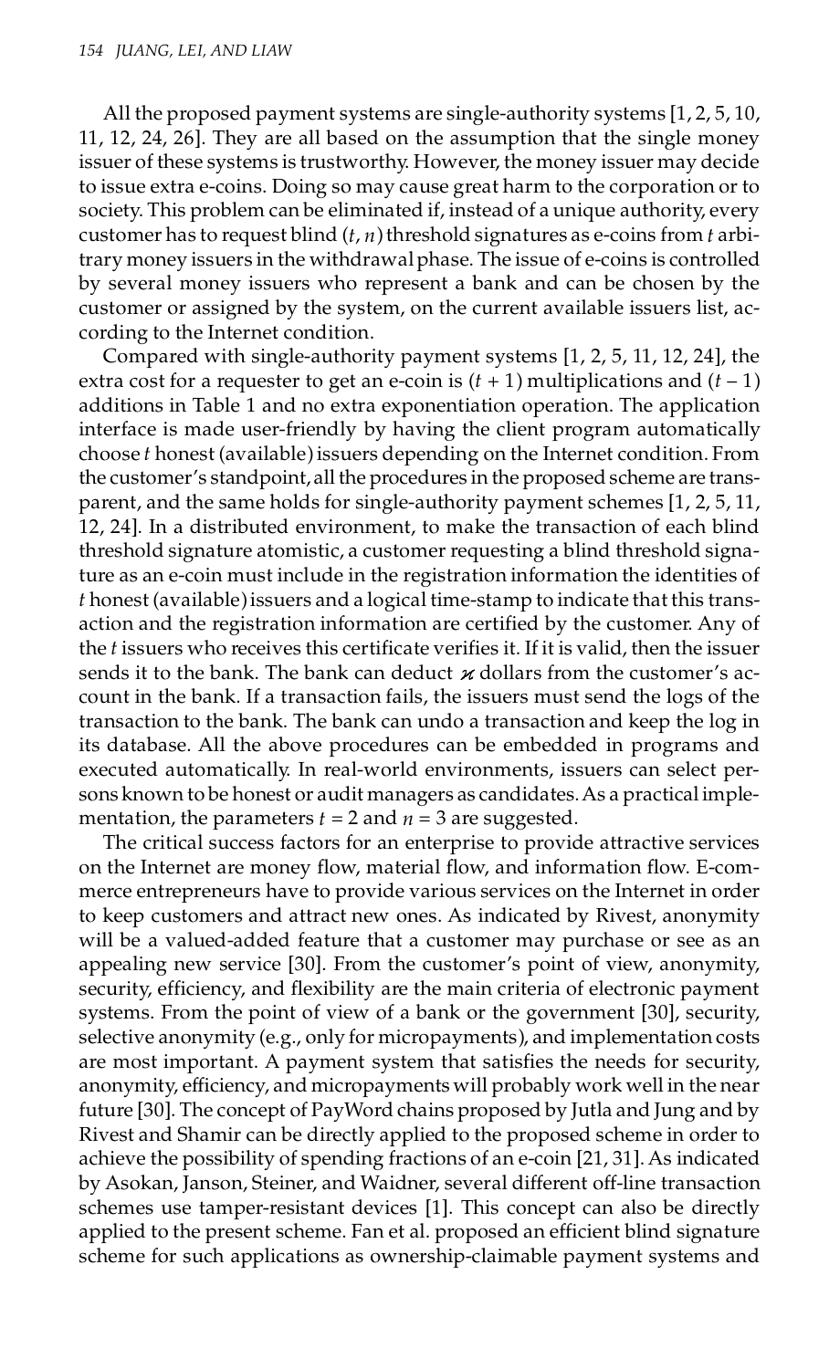All the proposed payment systems are single-authority systems [1, 2, 5, 10, 11, 12, 24, 26]. They are all based on the assumption that the single money issuer of these systems is trustworthy. However, the money issuer may decide to issue extra e-coins. Doing so may cause great harm to the corporation or to society. This problem can be eliminated if, instead of a unique authority, every customer has to request blind $(t, n)$ threshold signatures as e-coins from $t$ arbitrary money issuers in the withdrawal phase. The issue of e-coins is controlled by several money issuers who represent a bank and can be chosen by the customer or assigned by the system, on the current available issuers list, according to the Internet condition.

Compared with single-authority payment systems [1, 2, 5, 11, 12, 24], the extra cost for a requester to get an e-coin is $(t + 1)$ multiplications and $(t - 1)$ additions in Table 1 and no extra exponentiation operation. The application interface is made user-friendly by having the client program automatically choose $t$ honest (available) issuers depending on the Internet condition. From the customer's standpoint, all the procedures in the proposed scheme are transparent, and the same holds for single-authority payment schemes [1, 2, 5, 11, 12, 24]. In a distributed environment, to make the transaction of each blind threshold signature atomistic, a customer requesting a blind threshold signature as an e-coin must include in the registration information the identities of $t$ honest (available) issuers and a logical time-stamp to indicate that this transaction and the registration information are certified by the customer. Any of the $t$ issuers who receives this certificate verifies it. If it is valid, then the issuer sends it to the bank. The bank can deduct $\varkappa$ dollars from the customer's account in the bank. If a transaction fails, the issuers must send the logs of the transaction to the bank. The bank can undo a transaction and keep the log in its database. All the above procedures can be embedded in programs and executed automatically. In real-world environments, issuers can select persons known to be honest or audit managers as candidates. As a practical implementation, the parameters $t = 2$ and $n = 3$ are suggested.

The critical success factors for an enterprise to provide attractive services on the Internet are money flow, material flow, and information flow. E-commerce entrepreneurs have to provide various services on the Internet in order to keep customers and attract new ones. As indicated by Rivest, anonymity will be a valued-added feature that a customer may purchase or see as an appealing new service [30]. From the customer's point of view, anonymity, security, efficiency, and flexibility are the main criteria of electronic payment systems. From the point of view of a bank or the government [30], security, selective anonymity (e.g., only for micropayments), and implementation costs are most important. A payment system that satisfies the needs for security, anonymity, efficiency, and micropayments will probably work well in the near future [30]. The concept of PayWord chains proposed by Jutla and Jung and by Rivest and Shamir can be directly applied to the proposed scheme in order to achieve the possibility of spending fractions of an e-coin [21, 31]. As indicated by Asokan, Janson, Steiner, and Waidner, several different off-line transaction schemes use tamper-resistant devices [1]. This concept can also be directly applied to the present scheme. Fan et al. proposed an efficient blind signature scheme for such applications as ownership-claimable payment systems and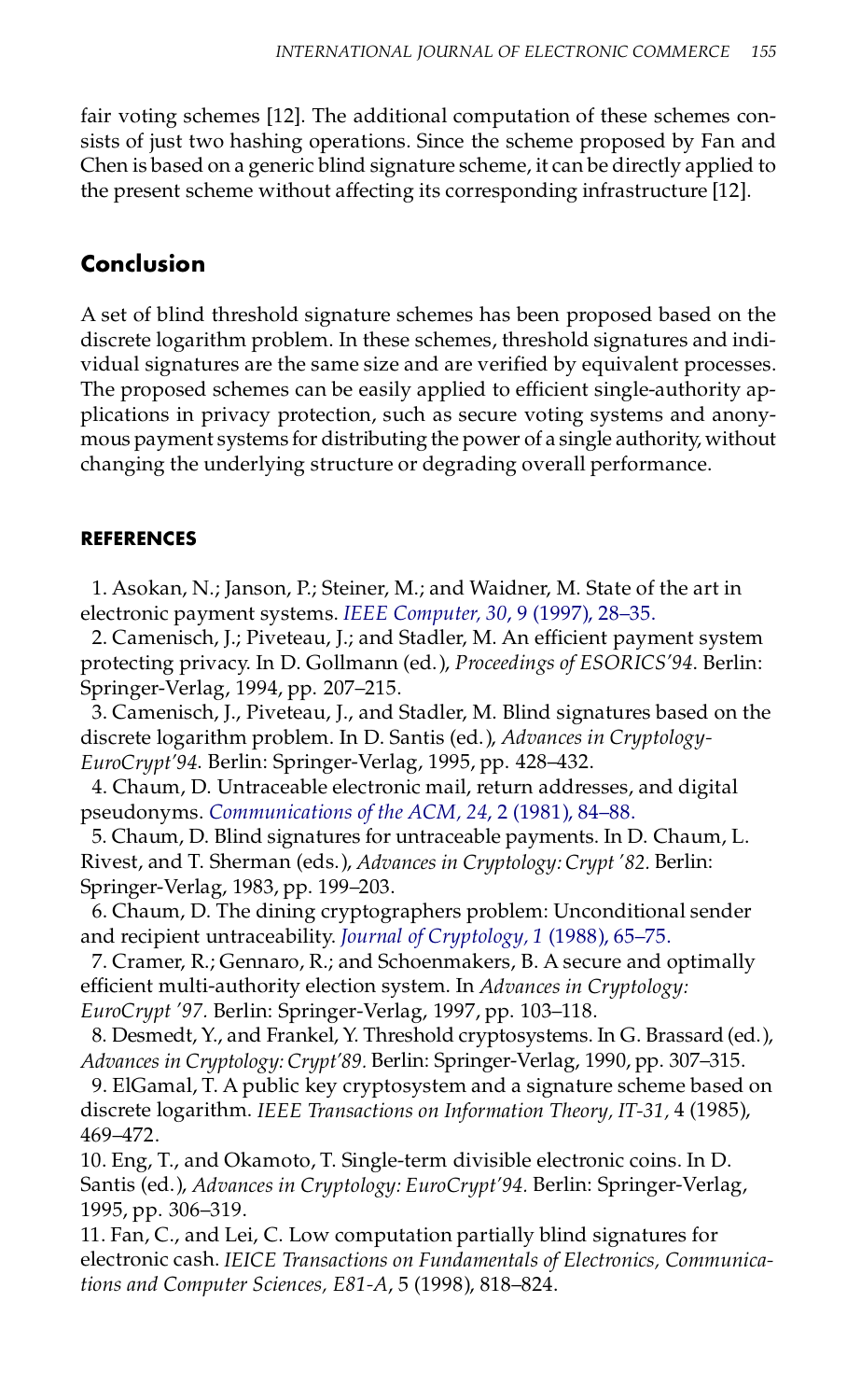fair voting schemes [12]. The additional computation of these schemes consists of just two hashing operations. Since the scheme proposed by Fan and Chen is based on a generic blind signature scheme, it can be directly applied to the present scheme without affecting its corresponding infrastructure [12].

## Conclusion

A set of blind threshold signature schemes has been proposed based on the discrete logarithm problem. In these schemes, threshold signatures and individual signatures are the same size and are verified by equivalent processes. The proposed schemes can be easily applied to efficient single-authority applications in privacy protection, such as secure voting systems and anonymous payment systems for distributing the power of a single authority, without changing the underlying structure or degrading overall performance.

### REFERENCES

1. Asokan, N.; Janson, P.; Steiner, M.; and Waidner, M. State of the art in electronic payment systems. *IEEE Computer, 30*, 9 (1997), 28–35.
2. Camenisch, J.; Piveteau, J.; and Stadler, M. An efficient payment system protecting privacy. In D. Gollmann (ed.), *Proceedings of ESORICS'94*. Berlin: Springer-Verlag, 1994, pp. 207–215.
3. Camenisch, J., Piveteau, J., and Stadler, M. Blind signatures based on the discrete logarithm problem. In D. Santis (ed.), *Advances in Cryptology-EuroCrypt'94*. Berlin: Springer-Verlag, 1995, pp. 428–432.
4. Chaum, D. Untraceable electronic mail, return addresses, and digital pseudonyms. *Communications of the ACM, 24*, 2 (1981), 84–88.
5. Chaum, D. Blind signatures for untraceable payments. In D. Chaum, L. Rivest, and T. Sherman (eds.), *Advances in Cryptology: Crypt '82.* Berlin: Springer-Verlag, 1983, pp. 199–203.
6. Chaum, D. The dining cryptographers problem: Unconditional sender and recipient untraceability. *Journal of Cryptology, 1* (1988), 65–75.
7. Cramer, R.; Gennaro, R.; and Schoenmakers, B. A secure and optimally efficient multi-authority election system. In *Advances in Cryptology: EuroCrypt '97.* Berlin: Springer-Verlag, 1997, pp. 103–118.
8. Desmedt, Y., and Frankel, Y. Threshold cryptosystems. In G. Brassard (ed.), *Advances in Cryptology: Crypt'89.* Berlin: Springer-Verlag, 1990, pp. 307–315.
9. ElGamal, T. A public key cryptosystem and a signature scheme based on discrete logarithm. *IEEE Transactions on Information Theory, IT-31*, 4 (1985), 469–472.
10. Eng, T., and Okamoto, T. Single-term divisible electronic coins. In D. Santis (ed.), *Advances in Cryptology: EuroCrypt'94.* Berlin: Springer-Verlag, 1995, pp. 306–319.
11. Fan, C., and Lei, C. Low computation partially blind signatures for electronic cash. *IEICE Transactions on Fundamentals of Electronics, Communications and Computer Sciences, E81-A*, 5 (1998), 818–824.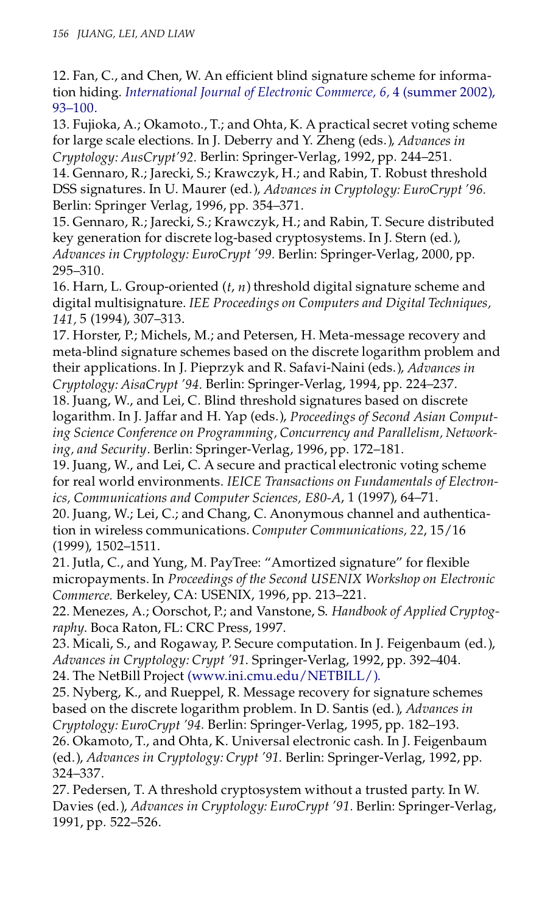12. Fan, C., and Chen, W. An efficient blind signature scheme for information hiding. *International Journal of Electronic Commerce, 6*, 4 (summer 2002), 93–100.

13. Fujioka, A.; Okamoto., T.; and Ohta, K. A practical secret voting scheme for large scale elections. In J. Deberry and Y. Zheng (eds.), *Advances in Cryptology: AusCrypt'92.* Berlin: Springer-Verlag, 1992, pp. 244–251.

14. Gennaro, R.; Jarecki, S.; Krawczyk, H.; and Rabin, T. Robust threshold DSS signatures. In U. Maurer (ed.), *Advances in Cryptology: EuroCrypt '96.* Berlin: Springer Verlag, 1996, pp. 354–371.

15. Gennaro, R.; Jarecki, S.; Krawczyk, H.; and Rabin, T. Secure distributed key generation for discrete log-based cryptosystems. In J. Stern (ed.), *Advances in Cryptology: EuroCrypt '99.* Berlin: Springer-Verlag, 2000, pp. 295–310.

16. Harn, L. Group-oriented ($t$, $n$) threshold digital signature scheme and digital multisignature. *IEE Proceedings on Computers and Digital Techniques, 141*, 5 (1994), 307–313.

17. Horster, P.; Michels, M.; and Petersen, H. Meta-message recovery and meta-blind signature schemes based on the discrete logarithm problem and their applications. In J. Pieprzyk and R. Safavi-Naini (eds.), *Advances in Cryptology: AisaCrypt '94.* Berlin: Springer-Verlag, 1994, pp. 224–237.

18. Juang, W., and Lei, C. Blind threshold signatures based on discrete logarithm. In J. Jaffar and H. Yap (eds.), *Proceedings of Second Asian Computing Science Conference on Programming, Concurrency and Parallelism, Networking, and Security*. Berlin: Springer-Verlag, 1996, pp. 172–181.

19. Juang, W., and Lei, C. A secure and practical electronic voting scheme for real world environments. *IEICE Transactions on Fundamentals of Electronics, Communications and Computer Sciences, E80-A*, 1 (1997), 64–71.

20. Juang, W.; Lei, C.; and Chang, C. Anonymous channel and authentication in wireless communications. *Computer Communications, 22*, 15/16 (1999), 1502–1511.

21. Jutla, C., and Yung, M. PayTree: "Amortized signature" for flexible micropayments. In *Proceedings of the Second USENIX Workshop on Electronic Commerce.* Berkeley, CA: USENIX, 1996, pp. 213–221.

22. Menezes, A.; Oorschot, P.; and Vanstone, S. *Handbook of Applied Cryptography.* Boca Raton, FL: CRC Press, 1997.

23. Micali, S., and Rogaway, P. Secure computation. In J. Feigenbaum (ed.), *Advances in Cryptology: Crypt '91.* Springer-Verlag, 1992, pp. 392–404.

24. The NetBill Project (www.ini.cmu.edu/NETBILL/).

25. Nyberg, K., and Rueppel, R. Message recovery for signature schemes based on the discrete logarithm problem. In D. Santis (ed.), *Advances in Cryptology: EuroCrypt '94.* Berlin: Springer-Verlag, 1995, pp. 182–193.

26. Okamoto, T., and Ohta, K. Universal electronic cash. In J. Feigenbaum (ed.), *Advances in Cryptology: Crypt '91.* Berlin: Springer-Verlag, 1992, pp. 324–337.

27. Pedersen, T. A threshold cryptosystem without a trusted party. In W. Davies (ed.), *Advances in Cryptology: EuroCrypt '91.* Berlin: Springer-Verlag, 1991, pp. 522–526.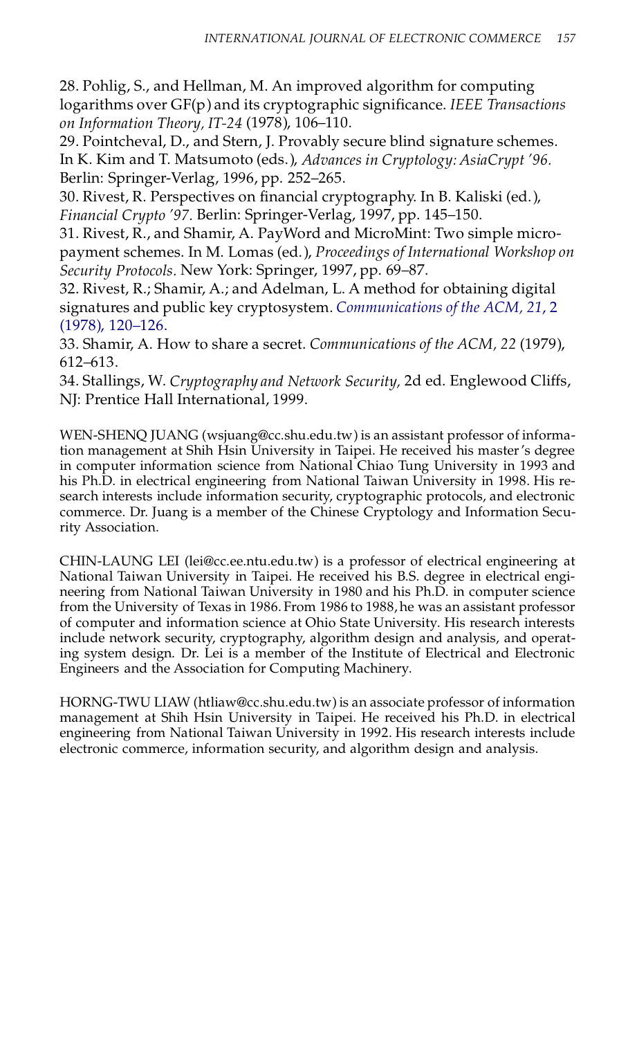28. Pohlig, S., and Hellman, M. An improved algorithm for computing logarithms over GF(p) and its cryptographic significance. *IEEE Transactions on Information Theory, IT-24* (1978), 106–110.

29. Pointcheval, D., and Stern, J. Provably secure blind signature schemes. In K. Kim and T. Matsumoto (eds.), *Advances in Cryptology: AsiaCrypt '96.* Berlin: Springer-Verlag, 1996, pp. 252–265.

30. Rivest, R. Perspectives on financial cryptography. In B. Kaliski (ed.), *Financial Crypto '97.* Berlin: Springer-Verlag, 1997, pp. 145–150.

31. Rivest, R., and Shamir, A. PayWord and MicroMint: Two simple micropayment schemes. In M. Lomas (ed.), *Proceedings of International Workshop on Security Protocols.* New York: Springer, 1997, pp. 69–87.

32. Rivest, R.; Shamir, A.; and Adelman, L. A method for obtaining digital signatures and public key cryptosystem. *Communications of the ACM, 21*, 2 (1978), 120–126.

33. Shamir, A. How to share a secret. *Communications of the ACM, 22* (1979), 612–613.

34. Stallings, W. *Cryptography and Network Security,* 2d ed. Englewood Cliffs, NJ: Prentice Hall International, 1999.

WEN-SHENQ JUANG (wsjuang@cc.shu.edu.tw) is an assistant professor of information management at Shih Hsin University in Taipei. He received his master's degree in computer information science from National Chiao Tung University in 1993 and his Ph.D. in electrical engineering from National Taiwan University in 1998. His research interests include information security, cryptographic protocols, and electronic commerce. Dr. Juang is a member of the Chinese Cryptology and Information Security Association.

CHIN-LAUNG LEI (lei@cc.ee.ntu.edu.tw) is a professor of electrical engineering at National Taiwan University in Taipei. He received his B.S. degree in electrical engineering from National Taiwan University in 1980 and his Ph.D. in computer science from the University of Texas in 1986. From 1986 to 1988, he was an assistant professor of computer and information science at Ohio State University. His research interests include network security, cryptography, algorithm design and analysis, and operating system design. Dr. Lei is a member of the Institute of Electrical and Electronic Engineers and the Association for Computing Machinery.

HORNG-TWU LIAW (htliaw@cc.shu.edu.tw) is an associate professor of information management at Shih Hsin University in Taipei. He received his Ph.D. in electrical engineering from National Taiwan University in 1992. His research interests include electronic commerce, information security, and algorithm design and analysis.